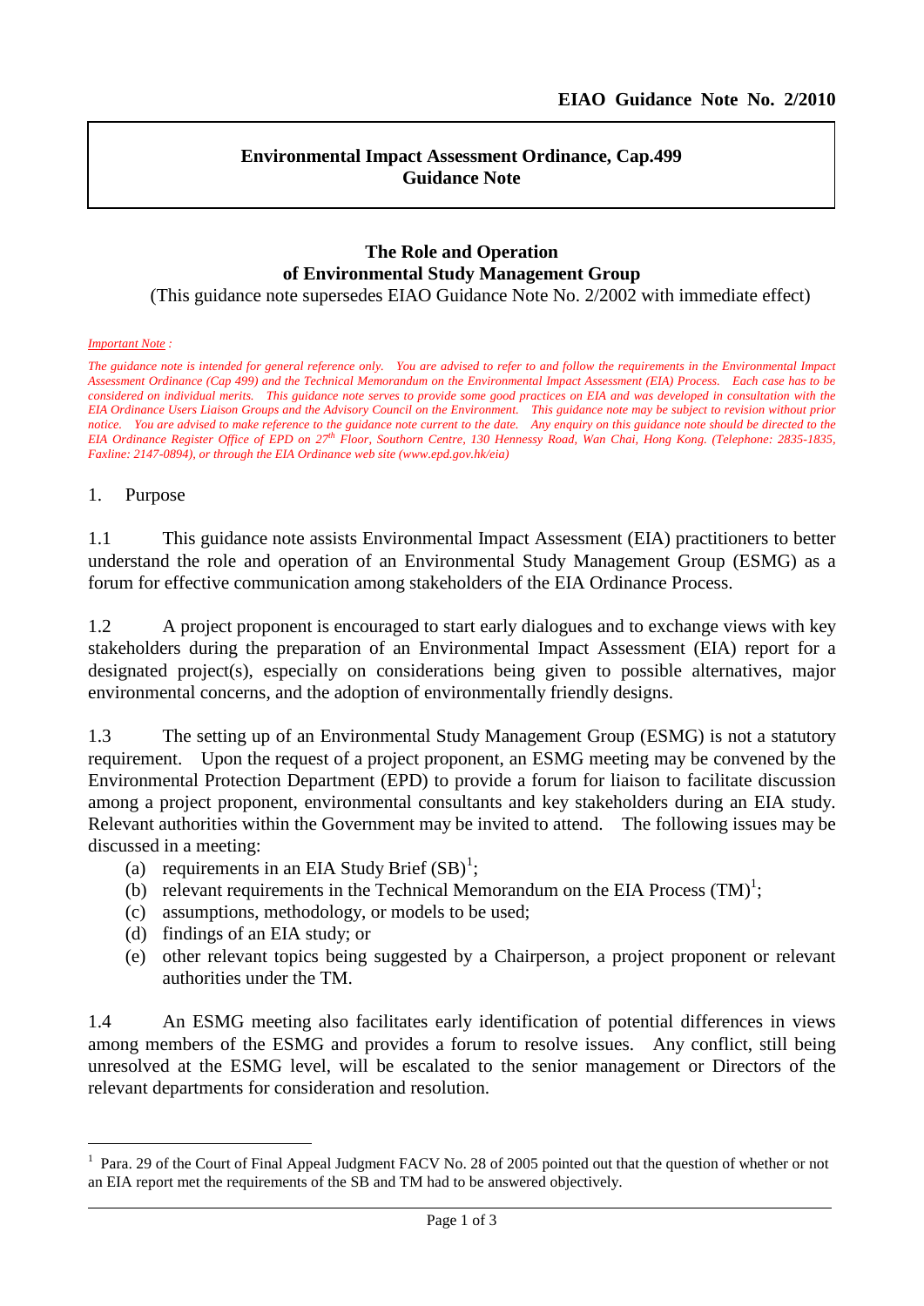**EIAO Guidance Note No. 2/2010**

**Environmental Impact Assessment Ordinance, Cap.499**
**Guidance Note**

## The Role and Operation of Environmental Study Management Group

(This guidance note supersedes EIAO Guidance Note No. 2/2002 with immediate effect)

*Important Note :*

*The guidance note is intended for general reference only. You are advised to refer to and follow the requirements in the Environmental Impact Assessment Ordinance (Cap 499) and the Technical Memorandum on the Environmental Impact Assessment (EIA) Process. Each case has to be considered on individual merits. This guidance note serves to provide some good practices on EIA and was developed in consultation with the EIA Ordinance Users Liaison Groups and the Advisory Council on the Environment. This guidance note may be subject to revision without prior notice. You are advised to make reference to the guidance note current to the date. Any enquiry on this guidance note should be directed to the EIA Ordinance Register Office of EPD on 27th Floor, Southorn Centre, 130 Hennessy Road, Wan Chai, Hong Kong. (Telephone: 2835-1835, Faxline: 2147-0894), or through the EIA Ordinance web site (www.epd.gov.hk/eia)*

1. Purpose

1.1 This guidance note assists Environmental Impact Assessment (EIA) practitioners to better understand the role and operation of an Environmental Study Management Group (ESMG) as a forum for effective communication among stakeholders of the EIA Ordinance Process.

1.2 A project proponent is encouraged to start early dialogues and to exchange views with key stakeholders during the preparation of an Environmental Impact Assessment (EIA) report for a designated project(s), especially on considerations being given to possible alternatives, major environmental concerns, and the adoption of environmentally friendly designs.

1.3 The setting up of an Environmental Study Management Group (ESMG) is not a statutory requirement. Upon the request of a project proponent, an ESMG meeting may be convened by the Environmental Protection Department (EPD) to provide a forum for liaison to facilitate discussion among a project proponent, environmental consultants and key stakeholders during an EIA study. Relevant authorities within the Government may be invited to attend. The following issues may be discussed in a meeting:

(a) requirements in an EIA Study Brief (SB)[1];
(b) relevant requirements in the Technical Memorandum on the EIA Process (TM)[1];
(c) assumptions, methodology, or models to be used;
(d) findings of an EIA study; or
(e) other relevant topics being suggested by a Chairperson, a project proponent or relevant authorities under the TM.

1.4 An ESMG meeting also facilitates early identification of potential differences in views among members of the ESMG and provides a forum to resolve issues. Any conflict, still being unresolved at the ESMG level, will be escalated to the senior management or Directors of the relevant departments for consideration and resolution.

---

[1] Para. 29 of the Court of Final Appeal Judgment FACV No. 28 of 2005 pointed out that the question of whether or not an EIA report met the requirements of the SB and TM had to be answered objectively.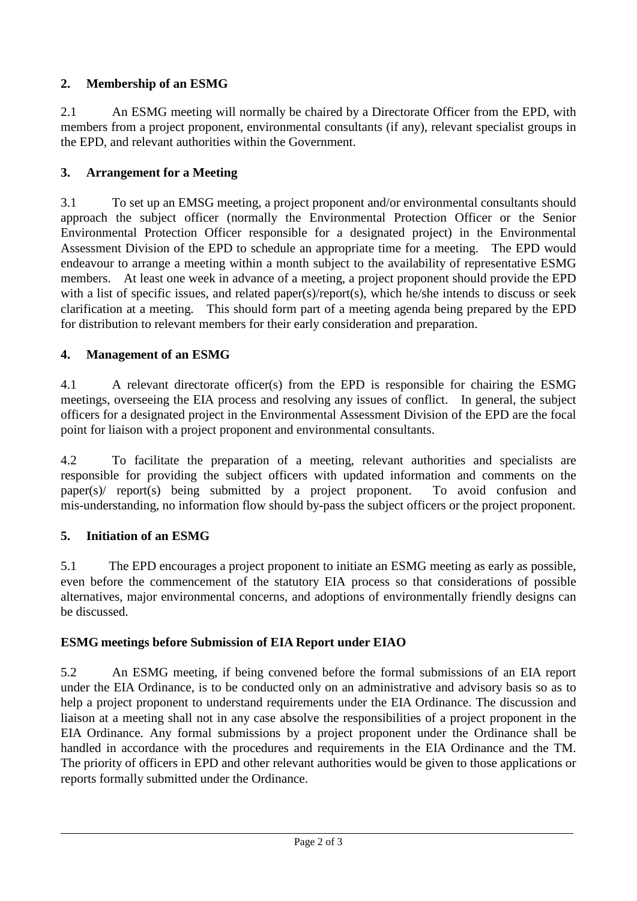## 2. Membership of an ESMG

2.1 An ESMG meeting will normally be chaired by a Directorate Officer from the EPD, with members from a project proponent, environmental consultants (if any), relevant specialist groups in the EPD, and relevant authorities within the Government.

## 3. Arrangement for a Meeting

3.1 To set up an EMSG meeting, a project proponent and/or environmental consultants should approach the subject officer (normally the Environmental Protection Officer or the Senior Environmental Protection Officer responsible for a designated project) in the Environmental Assessment Division of the EPD to schedule an appropriate time for a meeting. The EPD would endeavour to arrange a meeting within a month subject to the availability of representative ESMG members. At least one week in advance of a meeting, a project proponent should provide the EPD with a list of specific issues, and related paper(s)/report(s), which he/she intends to discuss or seek clarification at a meeting. This should form part of a meeting agenda being prepared by the EPD for distribution to relevant members for their early consideration and preparation.

## 4. Management of an ESMG

4.1 A relevant directorate officer(s) from the EPD is responsible for chairing the ESMG meetings, overseeing the EIA process and resolving any issues of conflict. In general, the subject officers for a designated project in the Environmental Assessment Division of the EPD are the focal point for liaison with a project proponent and environmental consultants.

4.2 To facilitate the preparation of a meeting, relevant authorities and specialists are responsible for providing the subject officers with updated information and comments on the paper(s)/ report(s) being submitted by a project proponent. To avoid confusion and mis-understanding, no information flow should by-pass the subject officers or the project proponent.

## 5. Initiation of an ESMG

5.1 The EPD encourages a project proponent to initiate an ESMG meeting as early as possible, even before the commencement of the statutory EIA process so that considerations of possible alternatives, major environmental concerns, and adoptions of environmentally friendly designs can be discussed.

### ESMG meetings before Submission of EIA Report under EIAO

5.2 An ESMG meeting, if being convened before the formal submissions of an EIA report under the EIA Ordinance, is to be conducted only on an administrative and advisory basis so as to help a project proponent to understand requirements under the EIA Ordinance. The discussion and liaison at a meeting shall not in any case absolve the responsibilities of a project proponent in the EIA Ordinance. Any formal submissions by a project proponent under the Ordinance shall be handled in accordance with the procedures and requirements in the EIA Ordinance and the TM. The priority of officers in EPD and other relevant authorities would be given to those applications or reports formally submitted under the Ordinance.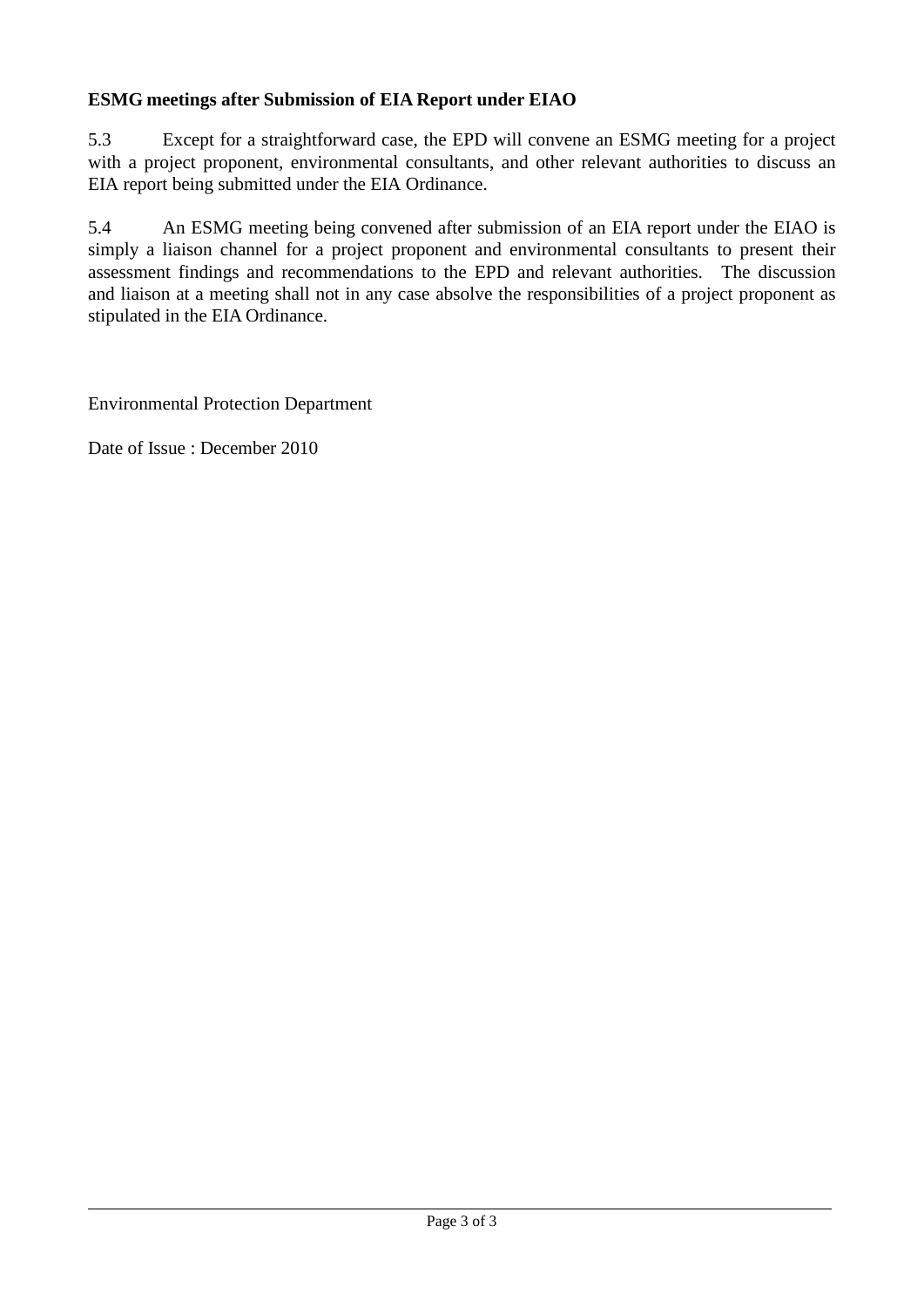**ESMG meetings after Submission of EIA Report under EIAO**

5.3 Except for a straightforward case, the EPD will convene an ESMG meeting for a project with a project proponent, environmental consultants, and other relevant authorities to discuss an EIA report being submitted under the EIA Ordinance.

5.4 An ESMG meeting being convened after submission of an EIA report under the EIAO is simply a liaison channel for a project proponent and environmental consultants to present their assessment findings and recommendations to the EPD and relevant authorities. The discussion and liaison at a meeting shall not in any case absolve the responsibilities of a project proponent as stipulated in the EIA Ordinance.

Environmental Protection Department

Date of Issue : December 2010